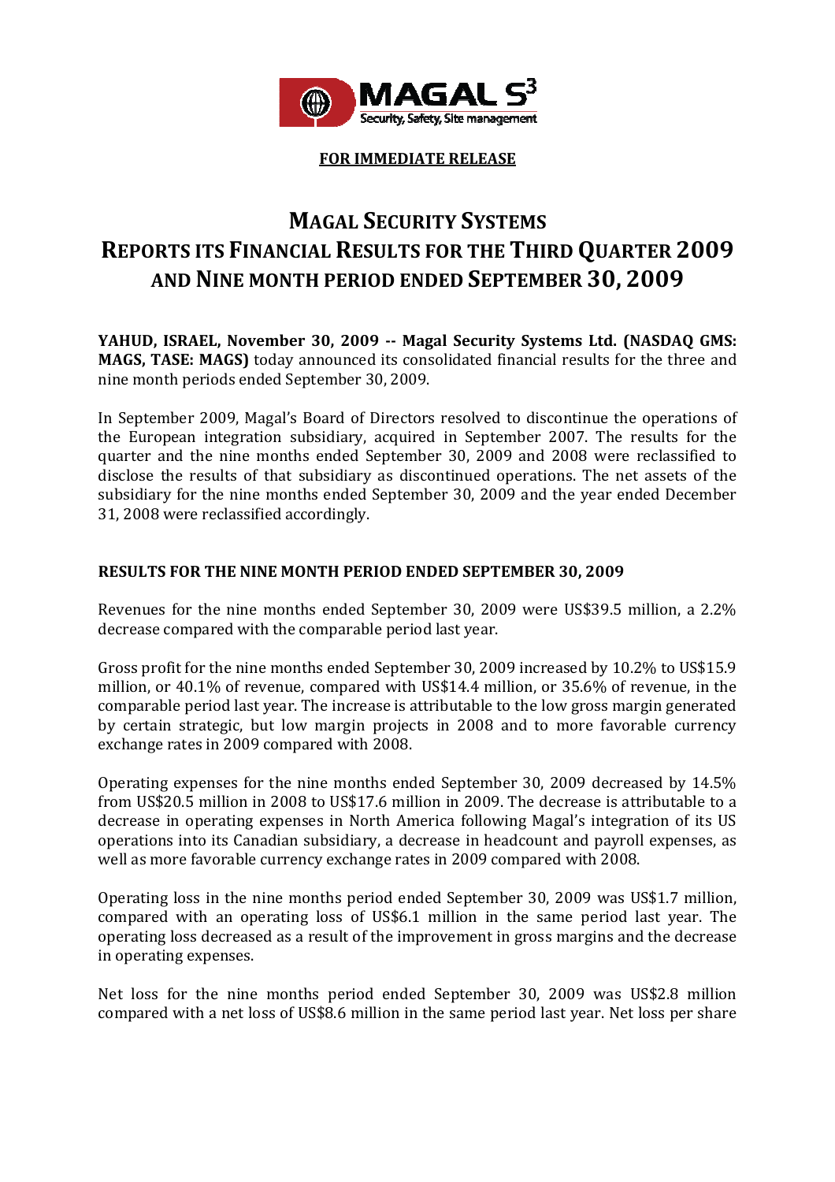**FOR IMMEDIATE RELEASE**

# MAGAL SECURITY SYSTEMS REPORTS ITS FINANCIAL RESULTS FOR THE THIRD QUARTER 2009 AND NINE MONTH PERIOD ENDED SEPTEMBER 30, 2009

**YAHUD, ISRAEL, November 30, 2009 -- Magal Security Systems Ltd. (NASDAQ GMS: MAGS, TASE: MAGS)** today announced its consolidated financial results for the three and nine month periods ended September 30, 2009.

In September 2009, Magal's Board of Directors resolved to discontinue the operations of the European integration subsidiary, acquired in September 2007. The results for the quarter and the nine months ended September 30, 2009 and 2008 were reclassified to disclose the results of that subsidiary as discontinued operations. The net assets of the subsidiary for the nine months ended September 30, 2009 and the year ended December 31, 2008 were reclassified accordingly.

## RESULTS FOR THE NINE MONTH PERIOD ENDED SEPTEMBER 30, 2009

Revenues for the nine months ended September 30, 2009 were US$39.5 million, a 2.2% decrease compared with the comparable period last year.

Gross profit for the nine months ended September 30, 2009 increased by 10.2% to US$15.9 million, or 40.1% of revenue, compared with US$14.4 million, or 35.6% of revenue, in the comparable period last year. The increase is attributable to the low gross margin generated by certain strategic, but low margin projects in 2008 and to more favorable currency exchange rates in 2009 compared with 2008.

Operating expenses for the nine months ended September 30, 2009 decreased by 14.5% from US$20.5 million in 2008 to US$17.6 million in 2009. The decrease is attributable to a decrease in operating expenses in North America following Magal's integration of its US operations into its Canadian subsidiary, a decrease in headcount and payroll expenses, as well as more favorable currency exchange rates in 2009 compared with 2008.

Operating loss in the nine months period ended September 30, 2009 was US$1.7 million, compared with an operating loss of US$6.1 million in the same period last year. The operating loss decreased as a result of the improvement in gross margins and the decrease in operating expenses.

Net loss for the nine months period ended September 30, 2009 was US$2.8 million compared with a net loss of US$8.6 million in the same period last year. Net loss per share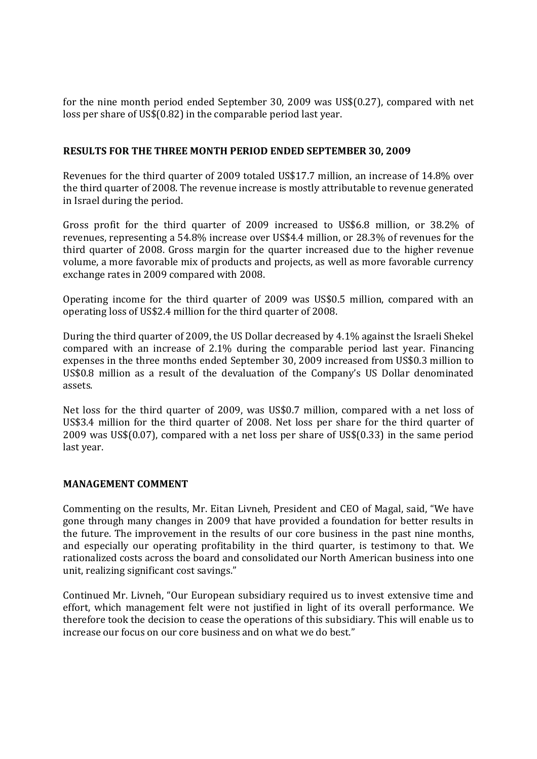for the nine month period ended September 30, 2009 was US$(0.27), compared with net loss per share of US$(0.82) in the comparable period last year.

**RESULTS FOR THE THREE MONTH PERIOD ENDED SEPTEMBER 30, 2009**

Revenues for the third quarter of 2009 totaled US$17.7 million, an increase of 14.8% over the third quarter of 2008. The revenue increase is mostly attributable to revenue generated in Israel during the period.

Gross profit for the third quarter of 2009 increased to US$6.8 million, or 38.2% of revenues, representing a 54.8% increase over US$4.4 million, or 28.3% of revenues for the third quarter of 2008. Gross margin for the quarter increased due to the higher revenue volume, a more favorable mix of products and projects, as well as more favorable currency exchange rates in 2009 compared with 2008.

Operating income for the third quarter of 2009 was US$0.5 million, compared with an operating loss of US$2.4 million for the third quarter of 2008.

During the third quarter of 2009, the US Dollar decreased by 4.1% against the Israeli Shekel compared with an increase of 2.1% during the comparable period last year. Financing expenses in the three months ended September 30, 2009 increased from US$0.3 million to US$0.8 million as a result of the devaluation of the Company's US Dollar denominated assets.

Net loss for the third quarter of 2009, was US$0.7 million, compared with a net loss of US$3.4 million for the third quarter of 2008. Net loss per share for the third quarter of 2009 was US$(0.07), compared with a net loss per share of US$(0.33) in the same period last year.

**MANAGEMENT COMMENT**

Commenting on the results, Mr. Eitan Livneh, President and CEO of Magal, said, "We have gone through many changes in 2009 that have provided a foundation for better results in the future. The improvement in the results of our core business in the past nine months, and especially our operating profitability in the third quarter, is testimony to that. We rationalized costs across the board and consolidated our North American business into one unit, realizing significant cost savings."

Continued Mr. Livneh, "Our European subsidiary required us to invest extensive time and effort, which management felt were not justified in light of its overall performance. We therefore took the decision to cease the operations of this subsidiary. This will enable us to increase our focus on our core business and on what we do best."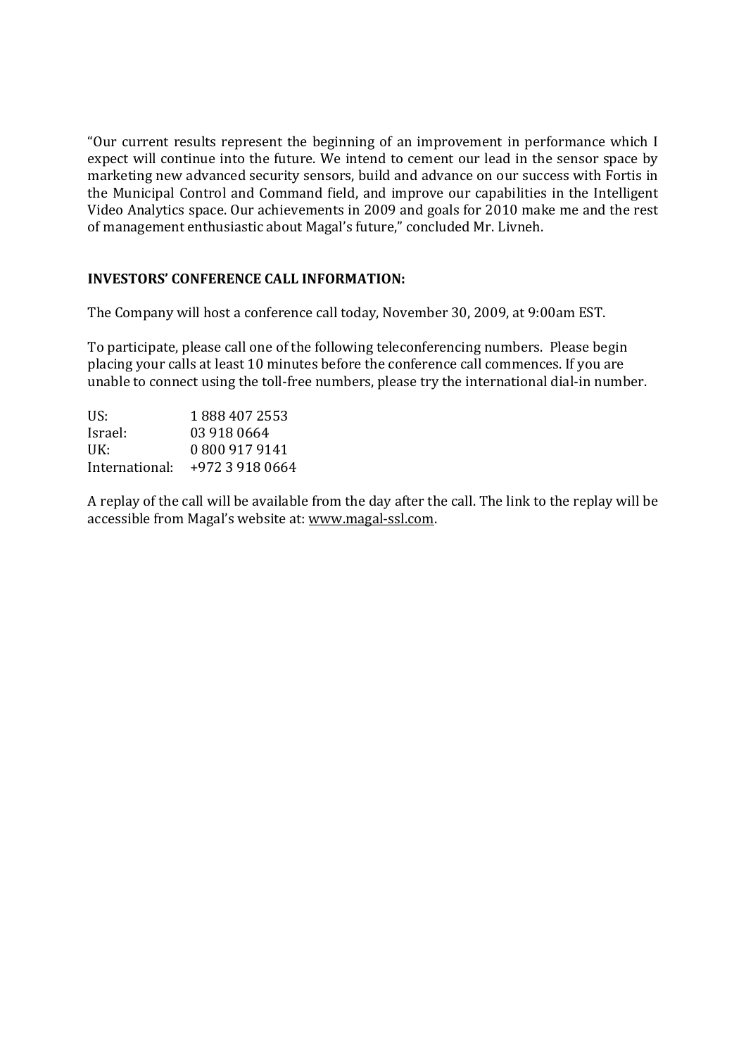"Our current results represent the beginning of an improvement in performance which I expect will continue into the future. We intend to cement our lead in the sensor space by marketing new advanced security sensors, build and advance on our success with Fortis in the Municipal Control and Command field, and improve our capabilities in the Intelligent Video Analytics space. Our achievements in 2009 and goals for 2010 make me and the rest of management enthusiastic about Magal's future," concluded Mr. Livneh.

**INVESTORS' CONFERENCE CALL INFORMATION:**

The Company will host a conference call today, November 30, 2009, at 9:00am EST.

To participate, please call one of the following teleconferencing numbers. Please begin placing your calls at least 10 minutes before the conference call commences. If you are unable to connect using the toll-free numbers, please try the international dial-in number.

US: 1 888 407 2553
Israel: 03 918 0664
UK: 0 800 917 9141
International: +972 3 918 0664

A replay of the call will be available from the day after the call. The link to the replay will be accessible from Magal's website at: www.magal-ssl.com.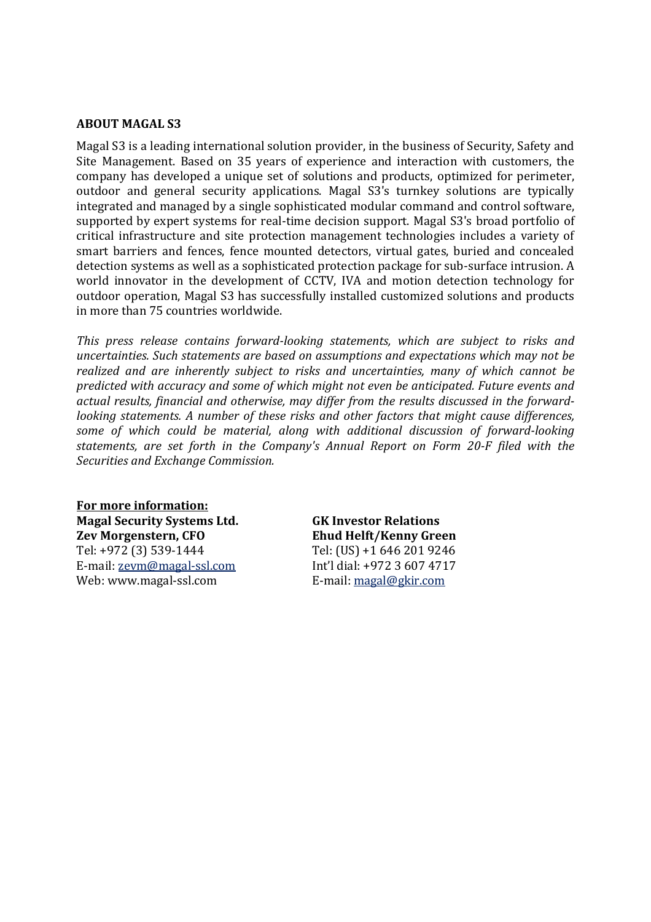**ABOUT MAGAL S3**

Magal S3 is a leading international solution provider, in the business of Security, Safety and Site Management. Based on 35 years of experience and interaction with customers, the company has developed a unique set of solutions and products, optimized for perimeter, outdoor and general security applications. Magal S3's turnkey solutions are typically integrated and managed by a single sophisticated modular command and control software, supported by expert systems for real-time decision support. Magal S3's broad portfolio of critical infrastructure and site protection management technologies includes a variety of smart barriers and fences, fence mounted detectors, virtual gates, buried and concealed detection systems as well as a sophisticated protection package for sub-surface intrusion. A world innovator in the development of CCTV, IVA and motion detection technology for outdoor operation, Magal S3 has successfully installed customized solutions and products in more than 75 countries worldwide.

*This press release contains forward-looking statements, which are subject to risks and uncertainties. Such statements are based on assumptions and expectations which may not be realized and are inherently subject to risks and uncertainties, many of which cannot be predicted with accuracy and some of which might not even be anticipated. Future events and actual results, financial and otherwise, may differ from the results discussed in the forward-looking statements. A number of these risks and other factors that might cause differences, some of which could be material, along with additional discussion of forward-looking statements, are set forth in the Company's Annual Report on Form 20-F filed with the Securities and Exchange Commission.*

**For more information:**

**Magal Security Systems Ltd.**
**Zev Morgenstern, CFO**
Tel: +972 (3) 539-1444
E-mail: zevm@magal-ssl.com
Web: www.magal-ssl.com

**GK Investor Relations**
**Ehud Helft/Kenny Green**
Tel: (US) +1 646 201 9246
Int'l dial: +972 3 607 4717
E-mail: magal@gkir.com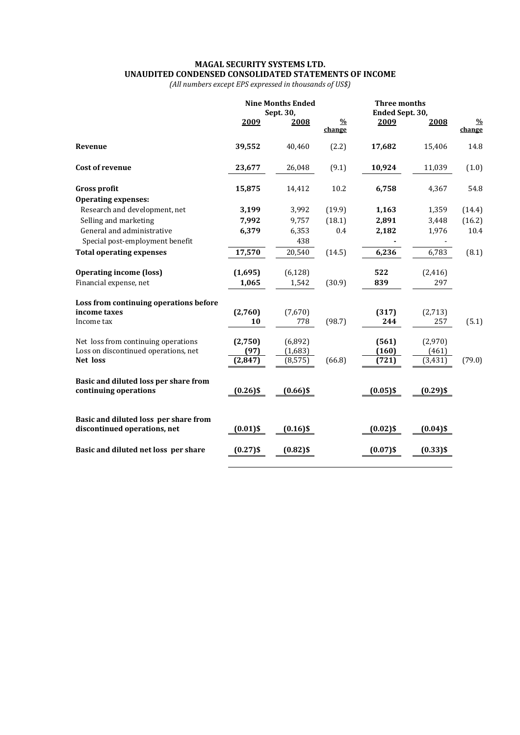**MAGAL SECURITY SYSTEMS LTD.**
**UNAUDITED CONDENSED CONSOLIDATED STATEMENTS OF INCOME**
*(All numbers except EPS expressed in thousands of US$)*

| | Nine Months Ended Sept. 30, | | | Three months Ended Sept. 30, | | |
|---|---|---|---|---|---|---|
| | **2009** | **2008** | **% change** | **2009** | **2008** | **% change** |
| **Revenue** | **39,552** | 40,460 | (2.2) | **17,682** | 15,406 | 14.8 |
| **Cost of revenue** | **23,677** | 26,048 | (9.1) | **10,924** | 11,039 | (1.0) |
| **Gross profit** | **15,875** | 14,412 | 10.2 | **6,758** | 4,367 | 54.8 |
| **Operating expenses:** | | | | | | |
| Research and development, net | **3,199** | 3,992 | (19.9) | **1,163** | 1,359 | (14.4) |
| Selling and marketing | **7,992** | 9,757 | (18.1) | **2,891** | 3,448 | (16.2) |
| General and administrative | **6,379** | 6,353 | 0.4 | **2,182** | 1,976 | 10.4 |
| Special post-employment benefit | | 438 | | **-** | - | |
| **Total operating expenses** | **17,570** | 20,540 | (14.5) | **6,236** | 6,783 | (8.1) |
| **Operating income (loss)** | **(1,695)** | (6,128) | | **522** | (2,416) | |
| Financial expense, net | **1,065** | 1,542 | (30.9) | **839** | 297 | |
| **Loss from continuing operations before income taxes** | **(2,760)** | (7,670) | | **(317)** | (2,713) | |
| Income tax | **10** | 778 | (98.7) | **244** | 257 | (5.1) |
| Net loss from continuing operations | **(2,750)** | (6,892) | | **(561)** | (2,970) | |
| Loss on discontinued operations, net | **(97)** | (1,683) | | **(160)** | (461) | |
| **Net loss** | **(2,847)** | (8,575) | (66.8) | **(721)** | (3,431) | (79.0) |
| **Basic and diluted loss per share from continuing operations** | **(0.26)$** | **(0.66)$** | | **(0.05)$** | **(0.29)$** | |
| **Basic and diluted loss per share from discontinued operations, net** | **(0.01)$** | **(0.16)$** | | **(0.02)$** | **(0.04)$** | |
| **Basic and diluted net loss per share** | **(0.27)$** | **(0.82)$** | | **(0.07)$** | **(0.33)$** | |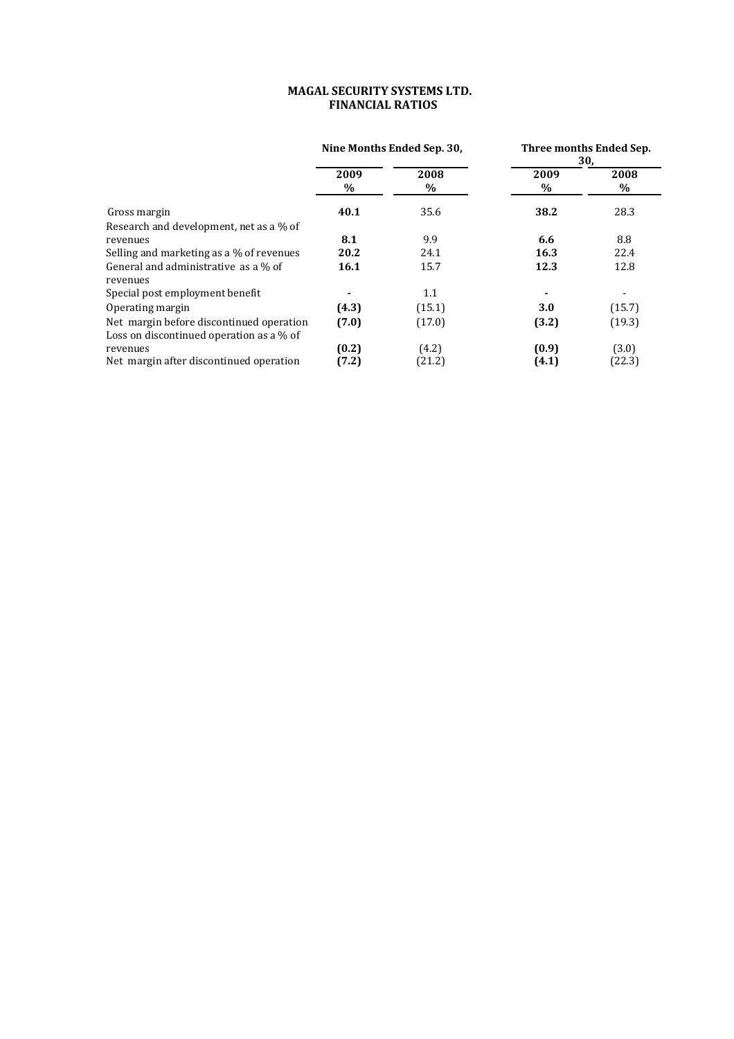**MAGAL SECURITY SYSTEMS LTD.**
**FINANCIAL RATIOS**

| | Nine Months Ended Sep. 30, | | Three months Ended Sep. 30, | |
|---|---|---|---|---|
| | **2009** | **2008** | **2009** | **2008** |
| | **%** | **%** | **%** | **%** |
| Gross margin | **40.1** | 35.6 | **38.2** | 28.3 |
| Research and development, net as a % of revenues | **8.1** | 9.9 | **6.6** | 8.8 |
| Selling and marketing as a % of revenues | **20.2** | 24.1 | **16.3** | 22.4 |
| General and administrative as a % of revenues | **16.1** | 15.7 | **12.3** | 12.8 |
| Special post employment benefit | **-** | 1.1 | **-** | - |
| Operating margin | **(4.3)** | (15.1) | **3.0** | (15.7) |
| Net margin before discontinued operation | **(7.0)** | (17.0) | **(3.2)** | (19.3) |
| Loss on discontinued operation as a % of revenues | **(0.2)** | (4.2) | **(0.9)** | (3.0) |
| Net margin after discontinued operation | **(7.2)** | (21.2) | **(4.1)** | (22.3) |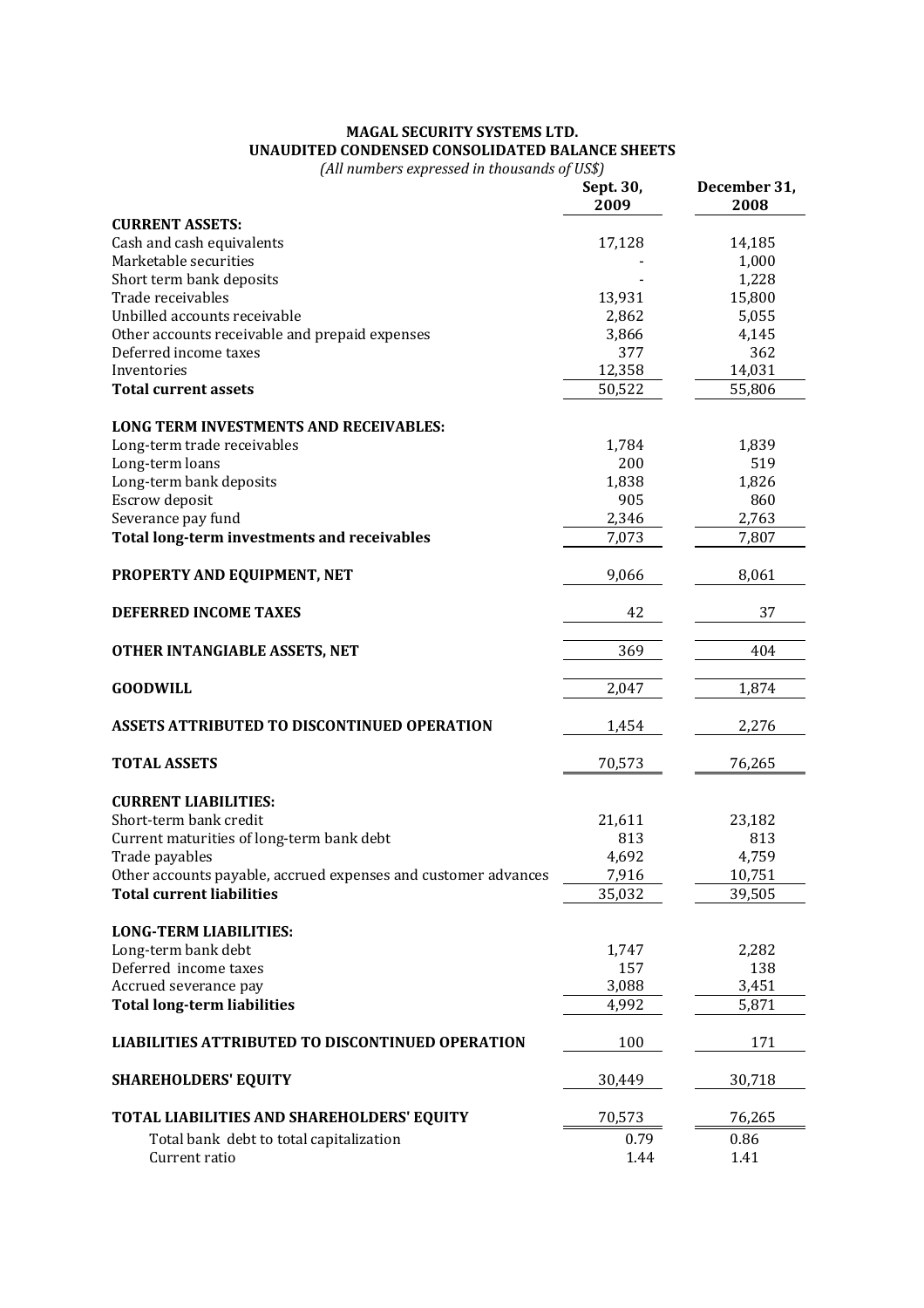**MAGAL SECURITY SYSTEMS LTD.**
**UNAUDITED CONDENSED CONSOLIDATED BALANCE SHEETS**
*(All numbers expressed in thousands of US$)*

| | Sept. 30, 2009 | December 31, 2008 |
|---|---|---|
| **CURRENT ASSETS:** | | |
| Cash and cash equivalents | 17,128 | 14,185 |
| Marketable securities | - | 1,000 |
| Short term bank deposits | - | 1,228 |
| Trade receivables | 13,931 | 15,800 |
| Unbilled accounts receivable | 2,862 | 5,055 |
| Other accounts receivable and prepaid expenses | 3,866 | 4,145 |
| Deferred income taxes | 377 | 362 |
| Inventories | 12,358 | 14,031 |
| **Total current assets** | 50,522 | 55,806 |
| **LONG TERM INVESTMENTS AND RECEIVABLES:** | | |
| Long-term trade receivables | 1,784 | 1,839 |
| Long-term loans | 200 | 519 |
| Long-term bank deposits | 1,838 | 1,826 |
| Escrow deposit | 905 | 860 |
| Severance pay fund | 2,346 | 2,763 |
| **Total long-term investments and receivables** | 7,073 | 7,807 |
| **PROPERTY AND EQUIPMENT, NET** | 9,066 | 8,061 |
| **DEFERRED INCOME TAXES** | 42 | 37 |
| **OTHER INTANGIABLE ASSETS, NET** | 369 | 404 |
| **GOODWILL** | 2,047 | 1,874 |
| **ASSETS ATTRIBUTED TO DISCONTINUED OPERATION** | 1,454 | 2,276 |
| **TOTAL ASSETS** | 70,573 | 76,265 |
| **CURRENT LIABILITIES:** | | |
| Short-term bank credit | 21,611 | 23,182 |
| Current maturities of long-term bank debt | 813 | 813 |
| Trade payables | 4,692 | 4,759 |
| Other accounts payable, accrued expenses and customer advances | 7,916 | 10,751 |
| **Total current liabilities** | 35,032 | 39,505 |
| **LONG-TERM LIABILITIES:** | | |
| Long-term bank debt | 1,747 | 2,282 |
| Deferred income taxes | 157 | 138 |
| Accrued severance pay | 3,088 | 3,451 |
| **Total long-term liabilities** | 4,992 | 5,871 |
| **LIABILITIES ATTRIBUTED TO DISCONTINUED OPERATION** | 100 | 171 |
| **SHAREHOLDERS' EQUITY** | 30,449 | 30,718 |
| **TOTAL LIABILITIES AND SHAREHOLDERS' EQUITY** | 70,573 | 76,265 |
| Total bank debt to total capitalization | 0.79 | 0.86 |
| Current ratio | 1.44 | 1.41 |